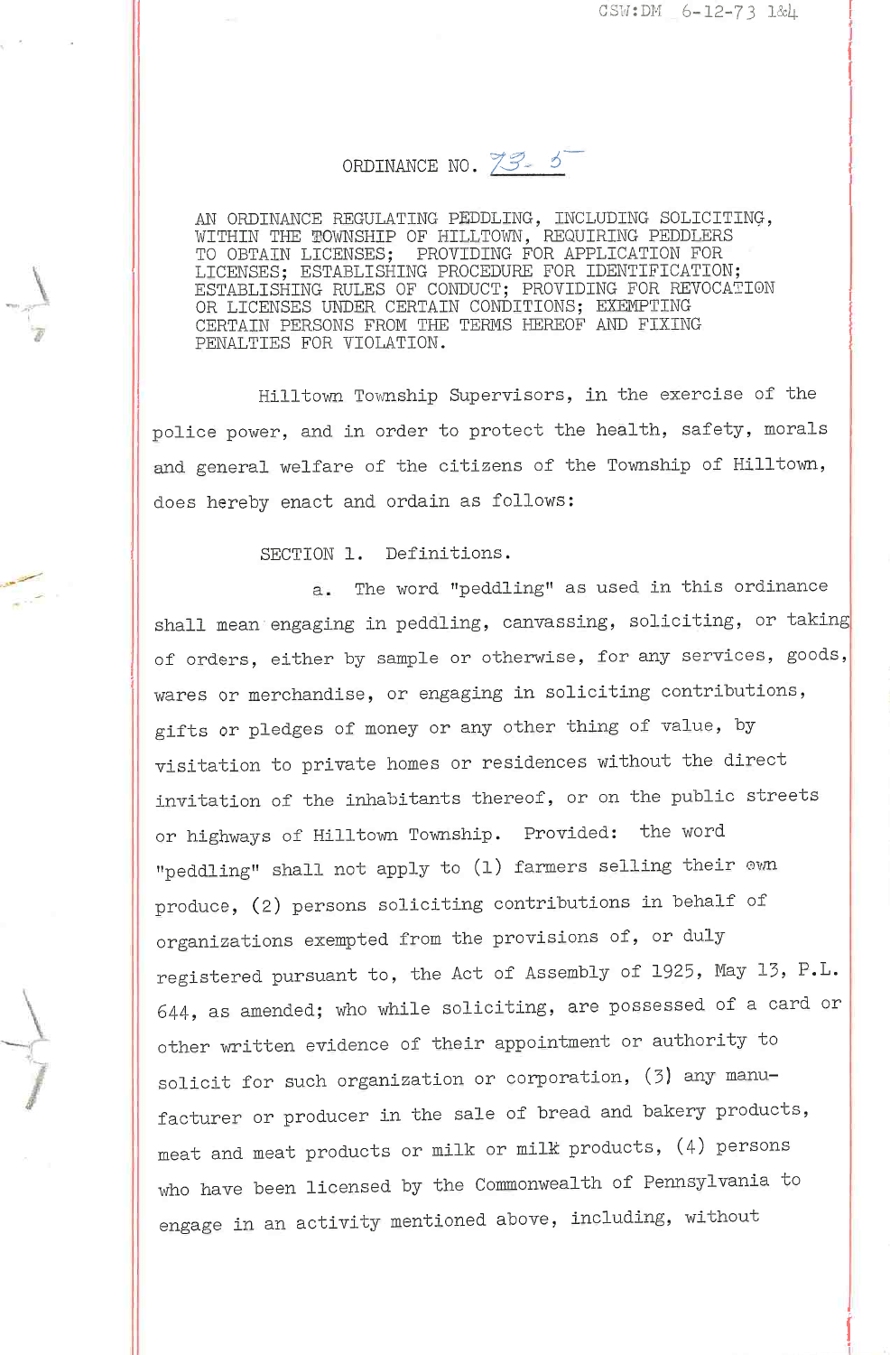CSW:DM 6-12-73 1&4

# ORDINANCE NO. 73-5

AN ORDINANCE REGULATING PEDDLING, INCLUDING SOLICITING, WITHIN THE TOWNSHIP OF HILLTOWN, REQUIRING PEDDLERS TO OBTAIN LICENSES; PROVIDING FOR APPLICATION FOR LICENSES; ESTABLISHING PROCEDURE FOR IDENTIFICATION; ESTABLISHING RULES OF CONDUCT; PROVIDING FOR REVOCATION OR LICENSES UNDER CERTAIN CONDITIONS; EXEMPTING CERTAIN PERSONS FROM THE TERMS HEREOF AND FIXING PENALTIES FOR VIOLATION.

Hilltown Township Supervisors, in the exercise of the police power, and in order to protect the health, safety, morals and general welfare of the citizens of the Township of Hilltown, does hereby enact and ordain as follows:

## SECTION 1. Definitions.

a. The word "peddling" as used in this ordinance shall mean engaging in peddling, canvassing, soliciting, or taking of orders, either by sample or otherwise, for any services, goods, wares or merchandise, or engaging in soliciting contributions, gifts or pledges of money or any other thing of value, by visitation to private homes or residences without the direct invitation of the inhabitants thereof, or on the public streets or highways of Hilltown Township. Provided: the word "peddling" shall not apply to (1) farmers selling their own produce, (2) persons soliciting contributions in behalf of organizations exempted from the provisions of, or duly registered pursuant to, the Act of Assembly of 1925, May 13, P.L. 644, as amended; who while soliciting, are possessed of a card or other written evidence of their appointment or authority to solicit for such organization or corporation, (3) any manufacturer or producer in the sale of bread and bakery products, meat and meat products or milk or milk products, (4) persons who have been licensed by the Commonwealth of Pennsylvania to engage in an activity mentioned above, including, without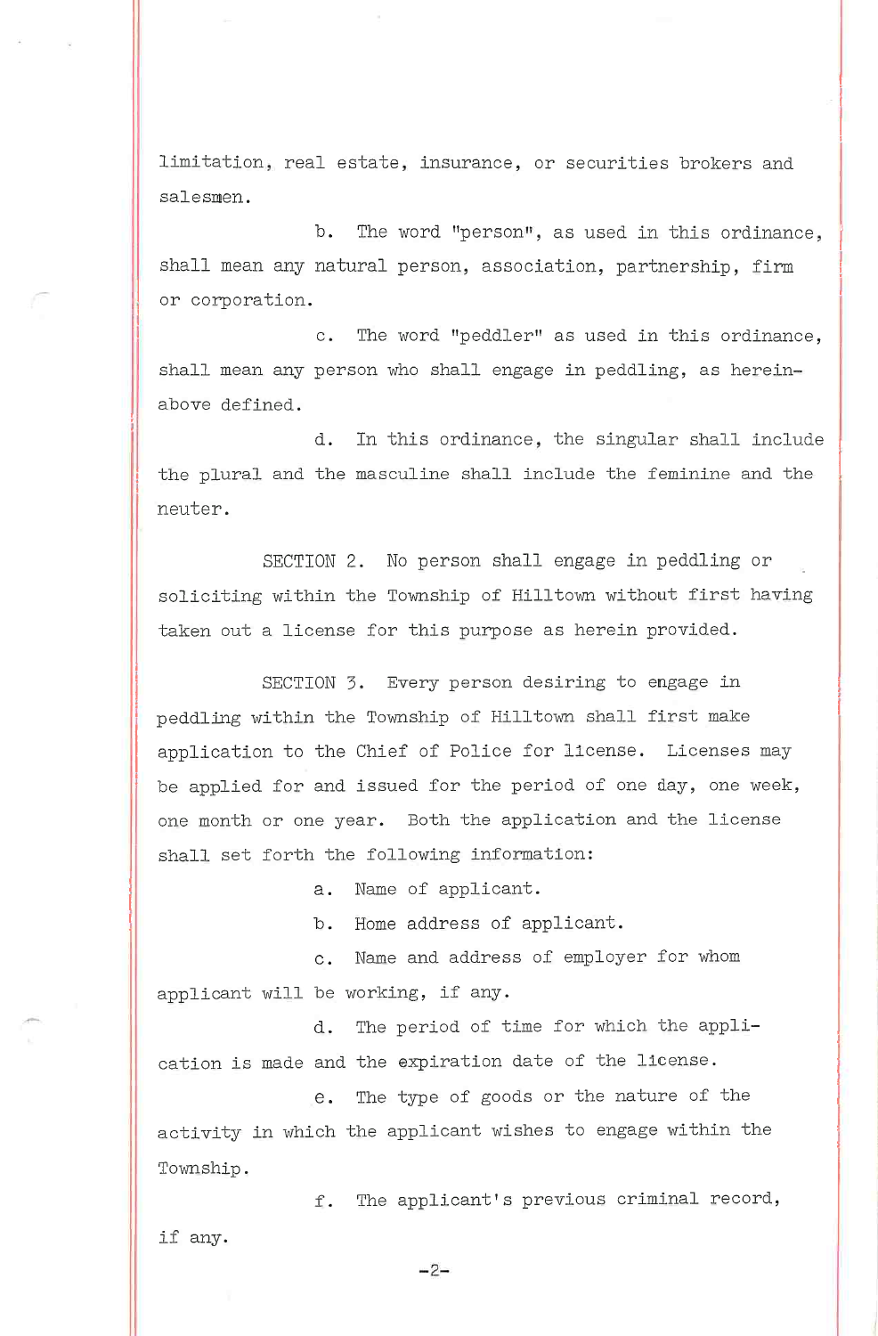limitation, real estate, insurance, or securities brokers and salesmen.

b. The word "person", as used in this ordinance, shall mean any natural person, association, partnership, firm or corporation.

c. The word "peddler" as used in this ordinance, shall mean any person who shall engage in peddling, as hereinabove defined.

d. In this ordinance, the singular shall include the plural and the masculine shall include the feminine and the neuter.

SECTION 2. No person shall engage in peddling or soliciting within the Township of Hilltown without first having taken out a license for this purpose as herein provided.

SECTION 3. Every person desiring to engage in peddling within the Township of Hilltown shall first make application to the Chief of Police for license. Licenses may be applied for and issued for the period of one day, one week, one month or one year. Both the application and the license shall set forth the following information:

a. Name of applicant.

b. Home address of applicant.

c. Name and address of employer for whom applicant will be working, if any.

d. The period of time for which the application is made and the expiration date of the license.

e. The type of goods or the nature of the activity in which the applicant wishes to engage within the Township.

f. The applicant's previous criminal record, if any.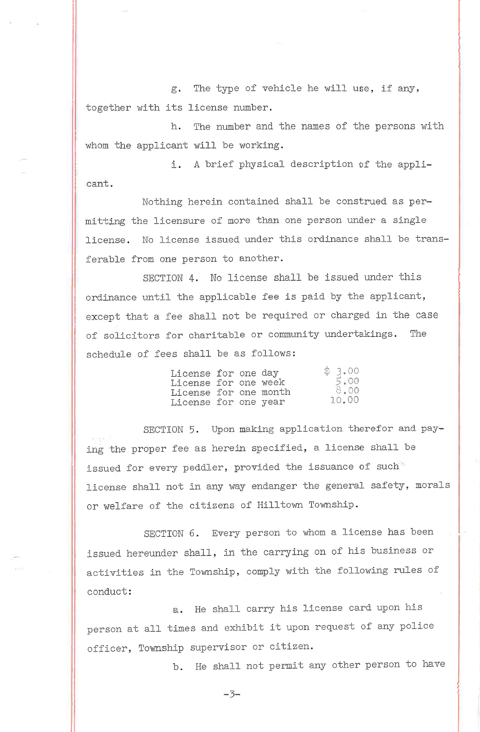g. The type of vehicle he will use, if any, together with its license number.

h. The number and the names of the persons with whom the applicant will be working.

i. A brief physical description of the applicant.

Nothing herein contained shall be construed as permitting the licensure of more than one person under a single license. No license issued under this ordinance shall be transferable from one person to another.

SECTION 4. No license shall be issued under this ordinance until the applicable fee is paid by the applicant, except that a fee shall not be required or charged in the case of solicitors for charitable or community undertakings. The schedule of fees shall be as follows:

| | |
|---|---|
| License for one day | $ 3.00 |
| License for one week | 5.00 |
| License for one month | 8.00 |
| License for one year | 10.00 |

SECTION 5. Upon making application therefor and paying the proper fee as herein specified, a license shall be issued for every peddler, provided the issuance of such license shall not in any way endanger the general safety, morals or welfare of the citizens of Hilltown Township.

SECTION 6. Every person to whom a license has been issued hereunder shall, in the carrying on of his business or activities in the Township, comply with the following rules of conduct:

a. He shall carry his license card upon his person at all times and exhibit it upon request of any police officer, Township supervisor or citizen.

b. He shall not permit any other person to have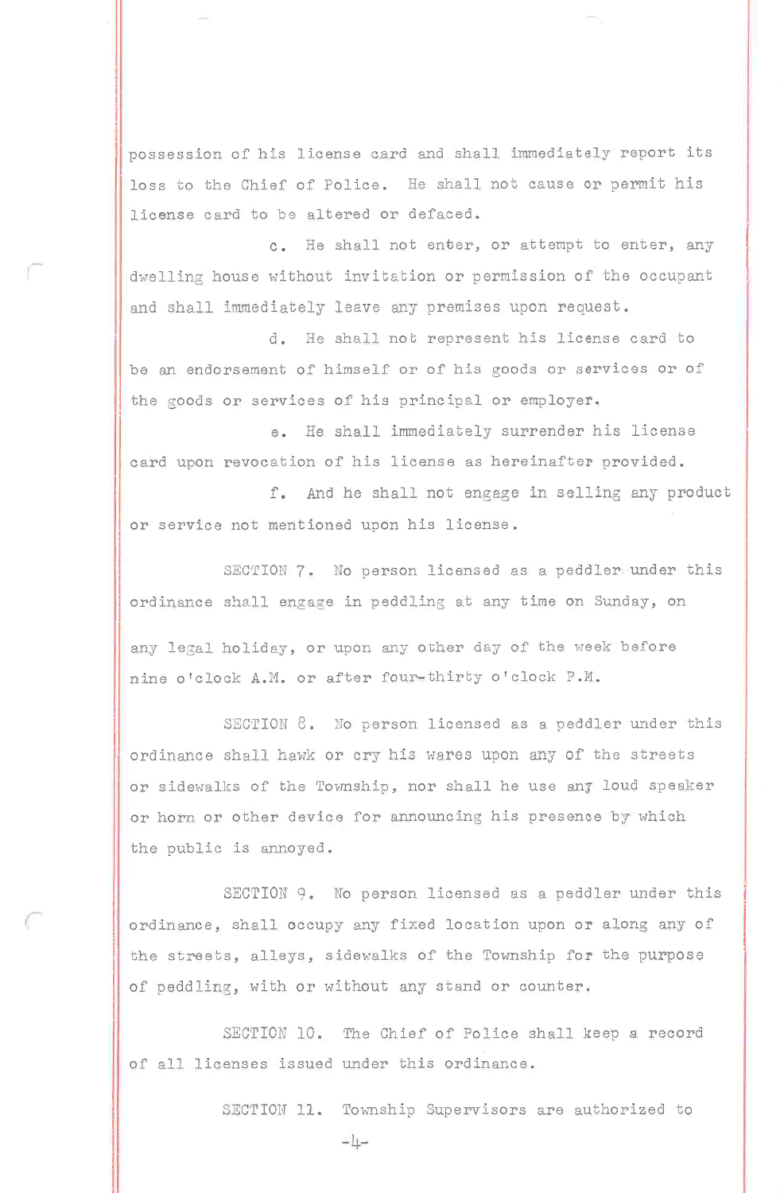possession of his license card and shall immediately report its loss to the Chief of Police. He shall not cause or permit his license card to be altered or defaced.

c. He shall not enter, or attempt to enter, any dwelling house without invitation or permission of the occupant and shall immediately leave any premises upon request.

d. He shall not represent his license card to be an endorsement of himself or of his goods or services or of the goods or services of his principal or employer.

e. He shall immediately surrender his license card upon revocation of his license as hereinafter provided.

f. And he shall not engage in selling any product or service not mentioned upon his license.

SECTION 7. No person licensed as a peddler under this ordinance shall engage in peddling at any time on Sunday, on any legal holiday, or upon any other day of the week before nine o'clock A.M. or after four-thirty o'clock P.M.

SECTION 8. No person licensed as a peddler under this ordinance shall hawk or cry his wares upon any of the streets or sidewalks of the Township, nor shall he use any loud speaker or horn or other device for announcing his presence by which the public is annoyed.

SECTION 9. No person licensed as a peddler under this ordinance, shall occupy any fixed location upon or along any of the streets, alleys, sidewalks of the Township for the purpose of peddling, with or without any stand or counter.

SECTION 10. The Chief of Police shall keep a record of all licenses issued under this ordinance.

SECTION 11. Township Supervisors are authorized to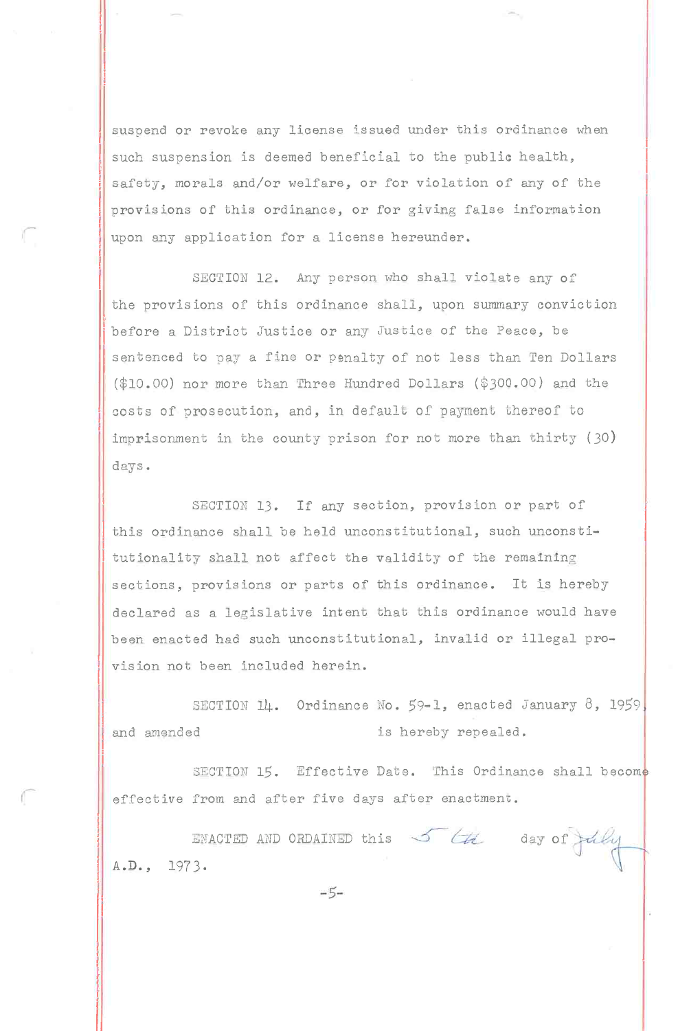suspend or revoke any license issued under this ordinance when such suspension is deemed beneficial to the public health, safety, morals and/or welfare, or for violation of any of the provisions of this ordinance, or for giving false information upon any application for a license hereunder.

SECTION 12. Any person who shall violate any of the provisions of this ordinance shall, upon summary conviction before a District Justice or any Justice of the Peace, be sentenced to pay a fine or penalty of not less than Ten Dollars ($10.00) nor more than Three Hundred Dollars ($300.00) and the costs of prosecution, and, in default of payment thereof to imprisonment in the county prison for not more than thirty (30) days.

SECTION 13. If any section, provision or part of this ordinance shall be held unconstitutional, such unconstitutionality shall not affect the validity of the remaining sections, provisions or parts of this ordinance. It is hereby declared as a legislative intent that this ordinance would have been enacted had such unconstitutional, invalid or illegal provision not been included herein.

SECTION 14. Ordinance No. 59-1, enacted January 8, 1959, and amended is hereby repealed.

SECTION 15. Effective Date. This Ordinance shall become effective from and after five days after enactment.

ENACTED AND ORDAINED this 5th day of July A.D., 1973.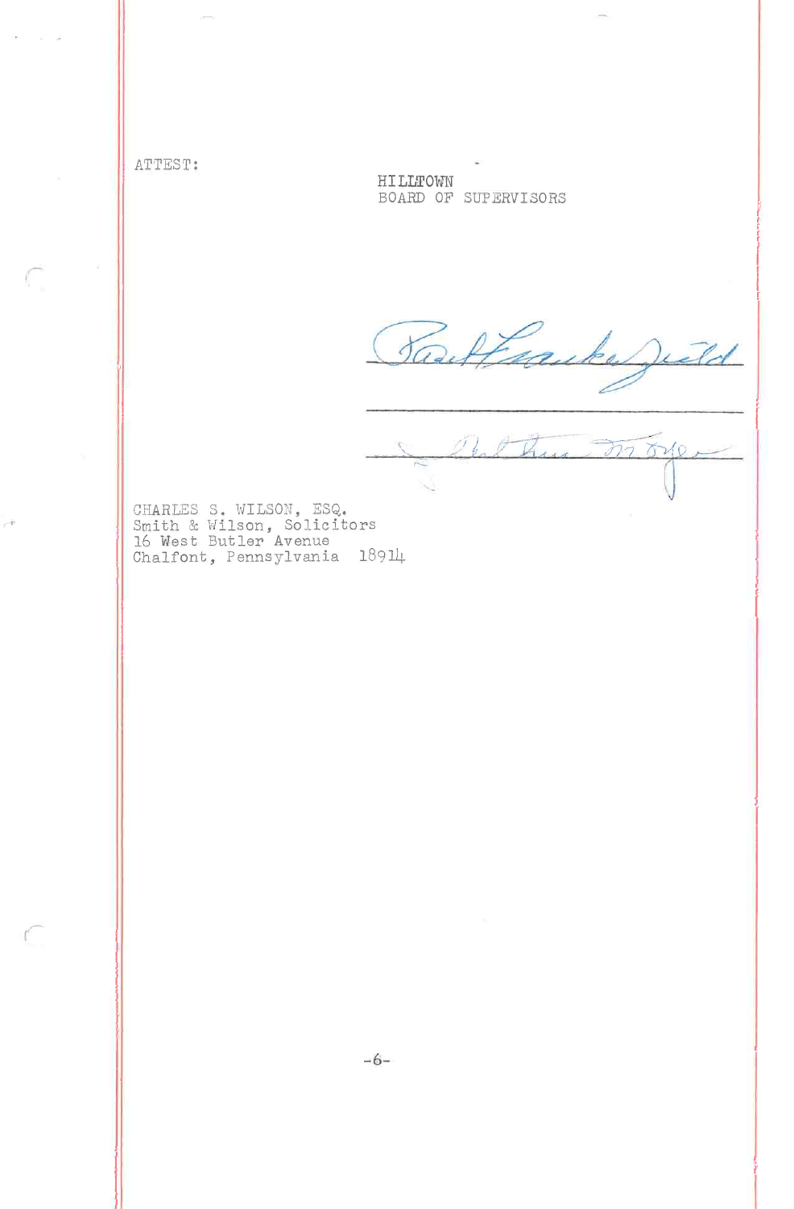ATTEST:

HILLTOWN
BOARD OF SUPERVISORS

Paul Frankenfield

\_\_\_\_\_\_\_\_\_\_\_\_\_\_\_\_\_\_\_\_\_\_\_\_\_\_\_\_\_\_

Arthur M. Dyer

CHARLES S. WILSON, ESQ.
Smith & Wilson, Solicitors
16 West Butler Avenue
Chalfont, Pennsylvania 18914